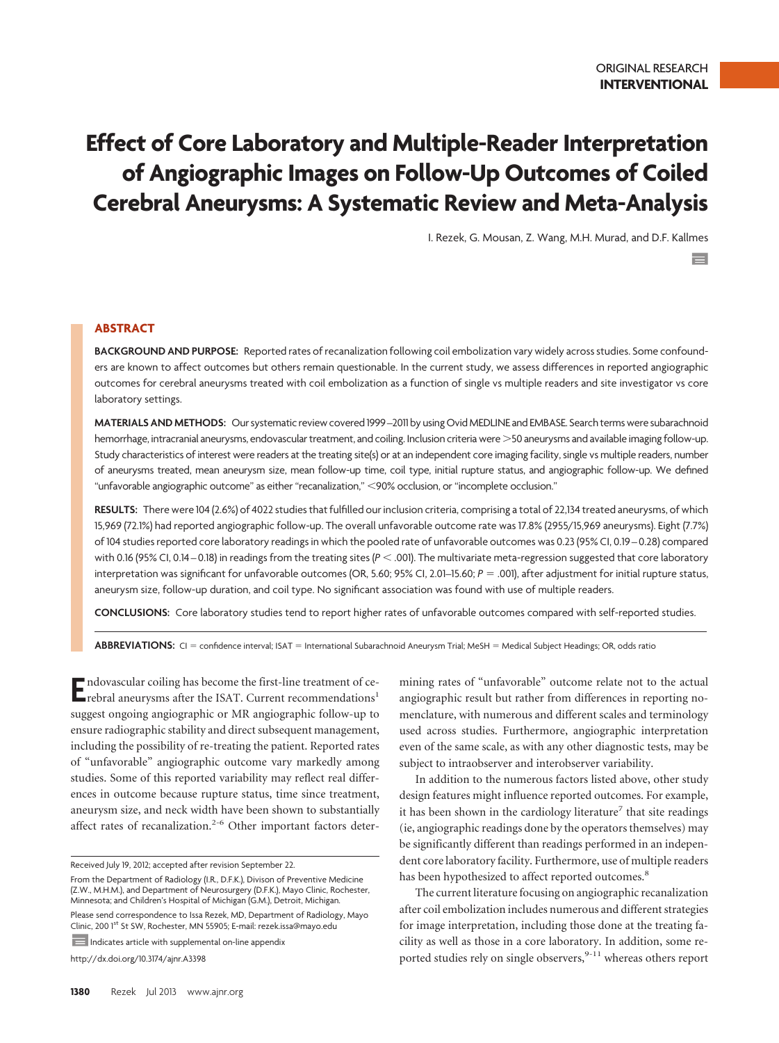ORIGINAL RESEARCH
**INTERVENTIONAL**

# Effect of Core Laboratory and Multiple-Reader Interpretation of Angiographic Images on Follow-Up Outcomes of Coiled Cerebral Aneurysms: A Systematic Review and Meta-Analysis

I. Rezek, G. Mousan, Z. Wang, M.H. Murad, and D.F. Kallmes

## ABSTRACT

**BACKGROUND AND PURPOSE:** Reported rates of recanalization following coil embolization vary widely across studies. Some confounders are known to affect outcomes but others remain questionable. In the current study, we assess differences in reported angiographic outcomes for cerebral aneurysms treated with coil embolization as a function of single vs multiple readers and site investigator vs core laboratory settings.

**MATERIALS AND METHODS:** Our systematic review covered 1999–2011 by using Ovid MEDLINE and EMBASE. Search terms were subarachnoid hemorrhage, intracranial aneurysms, endovascular treatment, and coiling. Inclusion criteria were >50 aneurysms and available imaging follow-up. Study characteristics of interest were readers at the treating site(s) or at an independent core imaging facility, single vs multiple readers, number of aneurysms treated, mean aneurysm size, mean follow-up time, coil type, initial rupture status, and angiographic follow-up. We defined "unfavorable angiographic outcome" as either "recanalization," <90% occlusion, or "incomplete occlusion."

**RESULTS:** There were 104 (2.6%) of 4022 studies that fulfilled our inclusion criteria, comprising a total of 22,134 treated aneurysms, of which 15,969 (72.1%) had reported angiographic follow-up. The overall unfavorable outcome rate was 17.8% (2955/15,969 aneurysms). Eight (7.7%) of 104 studies reported core laboratory readings in which the pooled rate of unfavorable outcomes was 0.23 (95% CI, 0.19–0.28) compared with 0.16 (95% CI, 0.14–0.18) in readings from the treating sites ($P < .001$). The multivariate meta-regression suggested that core laboratory interpretation was significant for unfavorable outcomes (OR, 5.60; 95% CI, 2.01–15.60; $P = .001$), after adjustment for initial rupture status, aneurysm size, follow-up duration, and coil type. No significant association was found with use of multiple readers.

**CONCLUSIONS:** Core laboratory studies tend to report higher rates of unfavorable outcomes compared with self-reported studies.

**ABBREVIATIONS:** CI = confidence interval; ISAT = International Subarachnoid Aneurysm Trial; MeSH = Medical Subject Headings; OR, odds ratio

Endovascular coiling has become the first-line treatment of cerebral aneurysms after the ISAT. Current recommendations[1] suggest ongoing angiographic or MR angiographic follow-up to ensure radiographic stability and direct subsequent management, including the possibility of re-treating the patient. Reported rates of "unfavorable" angiographic outcome vary markedly among studies. Some of this reported variability may reflect real differences in outcome because rupture status, time since treatment, aneurysm size, and neck width have been shown to substantially affect rates of recanalization.[2-6] Other important factors determining rates of "unfavorable" outcome relate not to the actual angiographic result but rather from differences in reporting nomenclature, with numerous and different scales and terminology used across studies. Furthermore, angiographic interpretation even of the same scale, as with any other diagnostic tests, may be subject to intraobserver and interobserver variability.

In addition to the numerous factors listed above, other study design features might influence reported outcomes. For example, it has been shown in the cardiology literature[7] that site readings (ie, angiographic readings done by the operators themselves) may be significantly different than readings performed in an independent core laboratory facility. Furthermore, use of multiple readers has been hypothesized to affect reported outcomes.[8]

The current literature focusing on angiographic recanalization after coil embolization includes numerous and different strategies for image interpretation, including those done at the treating facility as well as those in a core laboratory. In addition, some reported studies rely on single observers,[9-11] whereas others report

Received July 19, 2012; accepted after revision September 22.

From the Department of Radiology (I.R., D.F.K.), Divison of Preventive Medicine (Z.W., M.H.M.), and Department of Neurosurgery (D.F.K.), Mayo Clinic, Rochester, Minnesota; and Children's Hospital of Michigan (G.M.), Detroit, Michigan.

Please send correspondence to Issa Rezek, MD, Department of Radiology, Mayo Clinic, 200 1st St SW, Rochester, MN 55905; E-mail: rezek.issa@mayo.edu

Indicates article with supplemental on-line appendix

http://dx.doi.org/10.3174/ajnr.A3398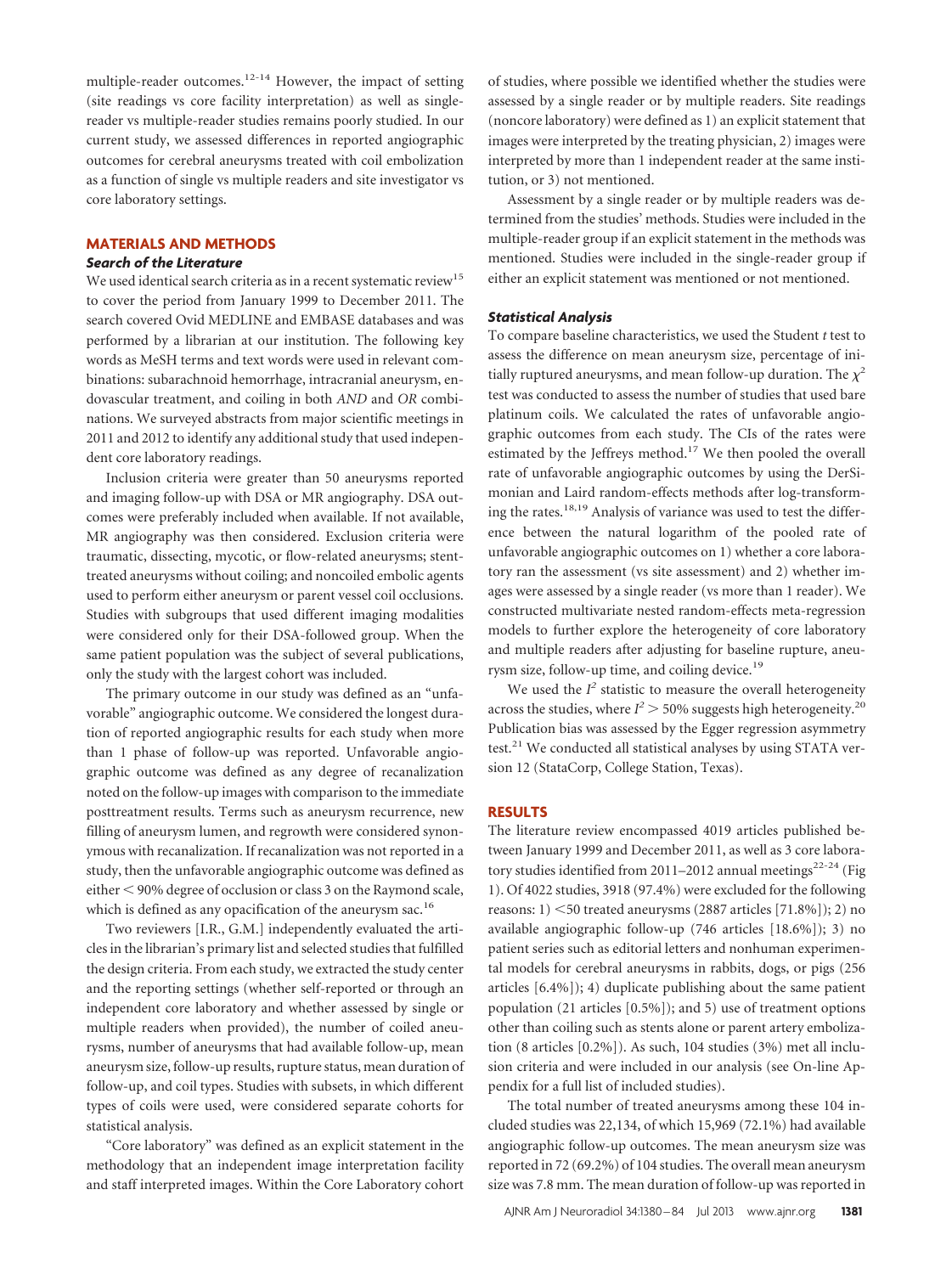multiple-reader outcomes.[12-14] However, the impact of setting (site readings vs core facility interpretation) as well as single-reader vs multiple-reader studies remains poorly studied. In our current study, we assessed differences in reported angiographic outcomes for cerebral aneurysms treated with coil embolization as a function of single vs multiple readers and site investigator vs core laboratory settings.

## MATERIALS AND METHODS

### Search of the Literature

We used identical search criteria as in a recent systematic review[15] to cover the period from January 1999 to December 2011. The search covered Ovid MEDLINE and EMBASE databases and was performed by a librarian at our institution. The following key words as MeSH terms and text words were used in relevant combinations: subarachnoid hemorrhage, intracranial aneurysm, endovascular treatment, and coiling in both *AND* and *OR* combinations. We surveyed abstracts from major scientific meetings in 2011 and 2012 to identify any additional study that used independent core laboratory readings.

Inclusion criteria were greater than 50 aneurysms reported and imaging follow-up with DSA or MR angiography. DSA outcomes were preferably included when available. If not available, MR angiography was then considered. Exclusion criteria were traumatic, dissecting, mycotic, or flow-related aneurysms; stent-treated aneurysms without coiling; and noncoiled embolic agents used to perform either aneurysm or parent vessel coil occlusions. Studies with subgroups that used different imaging modalities were considered only for their DSA-followed group. When the same patient population was the subject of several publications, only the study with the largest cohort was included.

The primary outcome in our study was defined as an "unfavorable" angiographic outcome. We considered the longest duration of reported angiographic results for each study when more than 1 phase of follow-up was reported. Unfavorable angiographic outcome was defined as any degree of recanalization noted on the follow-up images with comparison to the immediate posttreatment results. Terms such as aneurysm recurrence, new filling of aneurysm lumen, and regrowth were considered synonymous with recanalization. If recanalization was not reported in a study, then the unfavorable angiographic outcome was defined as either < 90% degree of occlusion or class 3 on the Raymond scale, which is defined as any opacification of the aneurysm sac.[16]

Two reviewers [I.R., G.M.] independently evaluated the articles in the librarian's primary list and selected studies that fulfilled the design criteria. From each study, we extracted the study center and the reporting settings (whether self-reported or through an independent core laboratory and whether assessed by single or multiple readers when provided), the number of coiled aneurysms, number of aneurysms that had available follow-up, mean aneurysm size, follow-up results, rupture status, mean duration of follow-up, and coil types. Studies with subsets, in which different types of coils were used, were considered separate cohorts for statistical analysis.

"Core laboratory" was defined as an explicit statement in the methodology that an independent image interpretation facility and staff interpreted images. Within the Core Laboratory cohort of studies, where possible we identified whether the studies were assessed by a single reader or by multiple readers. Site readings (noncore laboratory) were defined as 1) an explicit statement that images were interpreted by the treating physician, 2) images were interpreted by more than 1 independent reader at the same institution, or 3) not mentioned.

Assessment by a single reader or by multiple readers was determined from the studies' methods. Studies were included in the multiple-reader group if an explicit statement in the methods was mentioned. Studies were included in the single-reader group if either an explicit statement was mentioned or not mentioned.

### Statistical Analysis

To compare baseline characteristics, we used the Student *t* test to assess the difference on mean aneurysm size, percentage of initially ruptured aneurysms, and mean follow-up duration. The $\chi^2$ test was conducted to assess the number of studies that used bare platinum coils. We calculated the rates of unfavorable angiographic outcomes from each study. The CIs of the rates were estimated by the Jeffreys method.[17] We then pooled the overall rate of unfavorable angiographic outcomes by using the DerSimonian and Laird random-effects methods after log-transforming the rates.[18,19] Analysis of variance was used to test the difference between the natural logarithm of the pooled rate of unfavorable angiographic outcomes on 1) whether a core laboratory ran the assessment (vs site assessment) and 2) whether images were assessed by a single reader (vs more than 1 reader). We constructed multivariate nested random-effects meta-regression models to further explore the heterogeneity of core laboratory and multiple readers after adjusting for baseline rupture, aneurysm size, follow-up time, and coiling device.[19]

We used the $I^2$ statistic to measure the overall heterogeneity across the studies, where $I^2 > 50\%$ suggests high heterogeneity.[20] Publication bias was assessed by the Egger regression asymmetry test.[21] We conducted all statistical analyses by using STATA version 12 (StataCorp, College Station, Texas).

## RESULTS

The literature review encompassed 4019 articles published between January 1999 and December 2011, as well as 3 core laboratory studies identified from 2011–2012 annual meetings[22-24] (Fig 1). Of 4022 studies, 3918 (97.4%) were excluded for the following reasons: 1) <50 treated aneurysms (2887 articles [71.8%]); 2) no available angiographic follow-up (746 articles [18.6%]); 3) no patient series such as editorial letters and nonhuman experimental models for cerebral aneurysms in rabbits, dogs, or pigs (256 articles [6.4%]); 4) duplicate publishing about the same patient population (21 articles [0.5%]); and 5) use of treatment options other than coiling such as stents alone or parent artery embolization (8 articles [0.2%]). As such, 104 studies (3%) met all inclusion criteria and were included in our analysis (see On-line Appendix for a full list of included studies).

The total number of treated aneurysms among these 104 included studies was 22,134, of which 15,969 (72.1%) had available angiographic follow-up outcomes. The mean aneurysm size was reported in 72 (69.2%) of 104 studies. The overall mean aneurysm size was 7.8 mm. The mean duration of follow-up was reported in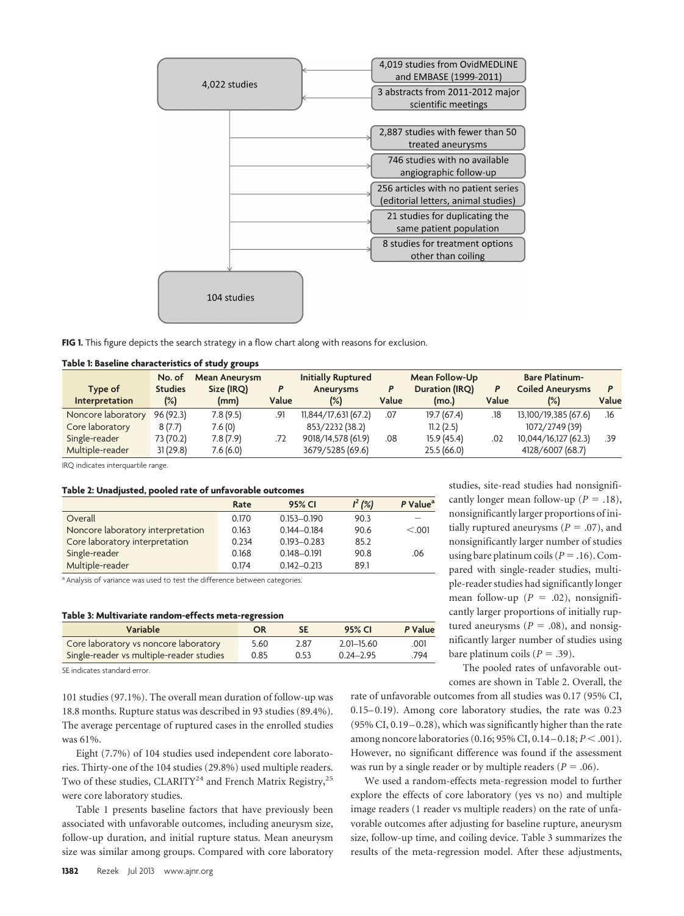- 4,022 studies
  - 4,019 studies from OvidMEDLINE and EMBASE (1999-2011)
  - 3 abstracts from 2011-2012 major scientific meetings
- Excluded:
  - 2,887 studies with fewer than 50 treated aneurysms
  - 746 studies with no available angiographic follow-up
  - 256 articles with no patient series (editorial letters, animal studies)
  - 21 studies for duplicating the same patient population
  - 8 studies for treatment options other than coiling
- 104 studies

**FIG 1.** This figure depicts the search strategy in a flow chart along with reasons for exclusion.

**Table 1: Baseline characteristics of study groups**

| Type of Interpretation | No. of Studies (%) | Mean Aneurysm Size (IRQ) (mm) | P Value | Initially Ruptured Aneurysms (%) | P Value | Mean Follow-Up Duration (IRQ) (mo.) | P Value | Bare Platinum-Coiled Aneurysms (%) | P Value |
|---|---|---|---|---|---|---|---|---|---|
| Noncore laboratory | 96 (92.3) | 7.8 (9.5) | .91 | 11,844/17,631 (67.2) | .07 | 19.7 (67.4) | .18 | 13,100/19,385 (67.6) | .16 |
| Core laboratory | 8 (7.7) | 7.6 (0) | | 853/2232 (38.2) | | 11.2 (2.5) | | 1072/2749 (39) | |
| Single-reader | 73 (70.2) | 7.8 (7.9) | .72 | 9018/14,578 (61.9) | .08 | 15.9 (45.4) | .02 | 10,044/16,127 (62.3) | .39 |
| Multiple-reader | 31 (29.8) | 7.6 (6.0) | | 3679/5285 (69.6) | | 25.5 (66.0) | | 4128/6007 (68.7) | |

IRQ indicates interquartile range.

**Table 2: Unadjusted, pooled rate of unfavorable outcomes**

| | Rate | 95% CI | $I^2$ (%) | P Value[a] |
|---|---|---|---|---|
| Overall | 0.170 | 0.153–0.190 | 90.3 | — |
| Noncore laboratory interpretation | 0.163 | 0.144–0.184 | 90.6 | <.001 |
| Core laboratory interpretation | 0.234 | 0.193–0.283 | 85.2 | |
| Single-reader | 0.168 | 0.148–0.191 | 90.8 | .06 |
| Multiple-reader | 0.174 | 0.142–0.213 | 89.1 | |

[a] Analysis of variance was used to test the difference between categories.

**Table 3: Multivariate random-effects meta-regression**

| Variable | OR | SE | 95% CI | P Value |
|---|---|---|---|---|
| Core laboratory vs noncore laboratory | 5.60 | 2.87 | 2.01–15.60 | .001 |
| Single-reader vs multiple-reader studies | 0.85 | 0.53 | 0.24–2.95 | .794 |

SE indicates standard error.

101 studies (97.1%). The overall mean duration of follow-up was 18.8 months. Rupture status was described in 93 studies (89.4%). The average percentage of ruptured cases in the enrolled studies was 61%.

Eight (7.7%) of 104 studies used independent core laboratories. Thirty-one of the 104 studies (29.8%) used multiple readers. Two of these studies, CLARITY[24] and French Matrix Registry,[25] were core laboratory studies.

Table 1 presents baseline factors that have previously been associated with unfavorable outcomes, including aneurysm size, follow-up duration, and initial rupture status. Mean aneurysm size was similar among groups. Compared with core laboratory studies, site-read studies had nonsignificantly longer mean follow-up ($P = .18$), nonsignificantly larger proportions of initially ruptured aneurysms ($P = .07$), and nonsignificantly larger number of studies using bare platinum coils ($P = .16$). Compared with single-reader studies, multiple-reader studies had significantly longer mean follow-up ($P = .02$), nonsignificantly larger proportions of initially ruptured aneurysms ($P = .08$), and nonsignificantly larger number of studies using bare platinum coils ($P = .39$).

The pooled rates of unfavorable outcomes are shown in Table 2. Overall, the rate of unfavorable outcomes from all studies was 0.17 (95% CI, 0.15–0.19). Among core laboratory studies, the rate was 0.23 (95% CI, 0.19–0.28), which was significantly higher than the rate among noncore laboratories (0.16; 95% CI, 0.14–0.18; $P < .001$). However, no significant difference was found if the assessment was run by a single reader or by multiple readers ($P = .06$).

We used a random-effects meta-regression model to further explore the effects of core laboratory (yes vs no) and multiple image readers (1 reader vs multiple readers) on the rate of unfavorable outcomes after adjusting for baseline rupture, aneurysm size, follow-up time, and coiling device. Table 3 summarizes the results of the meta-regression model. After these adjustments,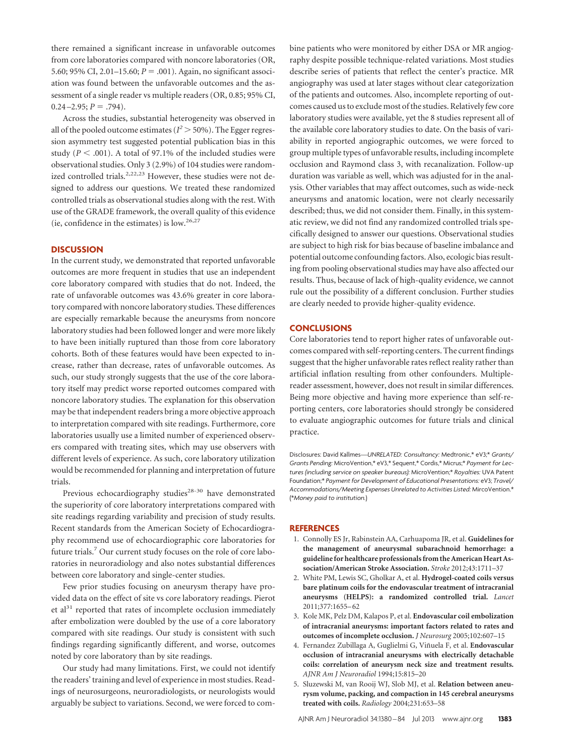there remained a significant increase in unfavorable outcomes from core laboratories compared with noncore laboratories (OR, 5.60; 95% CI, 2.01–15.60; $P = .001$). Again, no significant association was found between the unfavorable outcomes and the assessment of a single reader vs multiple readers (OR, 0.85; 95% CI, 0.24–2.95; $P = .794$).

Across the studies, substantial heterogeneity was observed in all of the pooled outcome estimates ($I^2 > 50\%$). The Egger regression asymmetry test suggested potential publication bias in this study ($P < .001$). A total of 97.1% of the included studies were observational studies. Only 3 (2.9%) of 104 studies were randomized controlled trials.[2,22,23] However, these studies were not designed to address our questions. We treated these randomized controlled trials as observational studies along with the rest. With use of the GRADE framework, the overall quality of this evidence (ie, confidence in the estimates) is low.[26,27]

## DISCUSSION

In the current study, we demonstrated that reported unfavorable outcomes are more frequent in studies that use an independent core laboratory compared with studies that do not. Indeed, the rate of unfavorable outcomes was 43.6% greater in core laboratory compared with noncore laboratory studies. These differences are especially remarkable because the aneurysms from noncore laboratory studies had been followed longer and were more likely to have been initially ruptured than those from core laboratory cohorts. Both of these features would have been expected to increase, rather than decrease, rates of unfavorable outcomes. As such, our study strongly suggests that the use of the core laboratory itself may predict worse reported outcomes compared with noncore laboratory studies. The explanation for this observation may be that independent readers bring a more objective approach to interpretation compared with site readings. Furthermore, core laboratories usually use a limited number of experienced observers compared with treating sites, which may use observers with different levels of experience. As such, core laboratory utilization would be recommended for planning and interpretation of future trials.

Previous echocardiography studies[28-30] have demonstrated the superiority of core laboratory interpretations compared with site readings regarding variability and precision of study results. Recent standards from the American Society of Echocardiography recommend use of echocardiographic core laboratories for future trials.[7] Our current study focuses on the role of core laboratories in neuroradiology and also notes substantial differences between core laboratory and single-center studies.

Few prior studies focusing on aneurysm therapy have provided data on the effect of site vs core laboratory readings. Pierot et al[31] reported that rates of incomplete occlusion immediately after embolization were doubled by the use of a core laboratory compared with site readings. Our study is consistent with such findings regarding significantly different, and worse, outcomes noted by core laboratory than by site readings.

Our study had many limitations. First, we could not identify the readers' training and level of experience in most studies. Readings of neurosurgeons, neuroradiologists, or neurologists would arguably be subject to variations. Second, we were forced to combine patients who were monitored by either DSA or MR angiography despite possible technique-related variations. Most studies describe series of patients that reflect the center's practice. MR angiography was used at later stages without clear categorization of the patients and outcomes. Also, incomplete reporting of outcomes caused us to exclude most of the studies. Relatively few core laboratory studies were available, yet the 8 studies represent all of the available core laboratory studies to date. On the basis of variability in reported angiographic outcomes, we were forced to group multiple types of unfavorable results, including incomplete occlusion and Raymond class 3, with recanalization. Follow-up duration was variable as well, which was adjusted for in the analysis. Other variables that may affect outcomes, such as wide-neck aneurysms and anatomic location, were not clearly necessarily described; thus, we did not consider them. Finally, in this systematic review, we did not find any randomized controlled trials specifically designed to answer our questions. Observational studies are subject to high risk for bias because of baseline imbalance and potential outcome confounding factors. Also, ecologic bias resulting from pooling observational studies may have also affected our results. Thus, because of lack of high-quality evidence, we cannot rule out the possibility of a different conclusion. Further studies are clearly needed to provide higher-quality evidence.

## CONCLUSIONS

Core laboratories tend to report higher rates of unfavorable outcomes compared with self-reporting centers. The current findings suggest that the higher unfavorable rates reflect reality rather than artificial inflation resulting from other confounders. Multiple-reader assessment, however, does not result in similar differences. Being more objective and having more experience than self-reporting centers, core laboratories should strongly be considered to evaluate angiographic outcomes for future trials and clinical practice.

Disclosures: David Kallmes—*UNRELATED: Consultancy:* Medtronic,* eV3;* *Grants/Grants Pending:* MicroVention,* eV3,* Sequent,* Cordis,* Micrus;* *Payment for Lectures (including service on speaker bureaus):* MicroVention;* *Royalties:* UVA Patent Foundation;* *Payment for Development of Educational Presentations:* eV3; *Travel/Accommodations/Meeting Expenses Unrelated to Activities Listed:* MircoVention.* (*\*Money paid to institution.*)

## REFERENCES

1. Connolly ES Jr, Rabinstein AA, Carhuapoma JR, et al. **Guidelines for the management of aneurysmal subarachnoid hemorrhage: a guideline for healthcare professionals from the American Heart Association/American Stroke Association.** *Stroke* 2012;43:1711–37
2. White PM, Lewis SC, Gholkar A, et al. **Hydrogel-coated coils versus bare platinum coils for the endovascular treatment of intracranial aneurysms (HELPS): a randomized controlled trial.** *Lancet* 2011;377:1655–62
3. Kole MK, Pelz DM, Kalapos P, et al. **Endovascular coil embolization of intracranial aneurysms: important factors related to rates and outcomes of incomplete occlusion.** *J Neurosurg* 2005;102:607–15
4. Fernandez Zubillaga A, Guglielmi G, Viñuela F, et al. **Endovascular occlusion of intracranial aneurysms with electrically detachable coils: correlation of aneurysm neck size and treatment results.** *AJNR Am J Neuroradiol* 1994;15:815–20
5. Sluzewski M, van Rooij WJ, Slob MJ, et al. **Relation between aneurysm volume, packing, and compaction in 145 cerebral aneurysms treated with coils.** *Radiology* 2004;231:653–58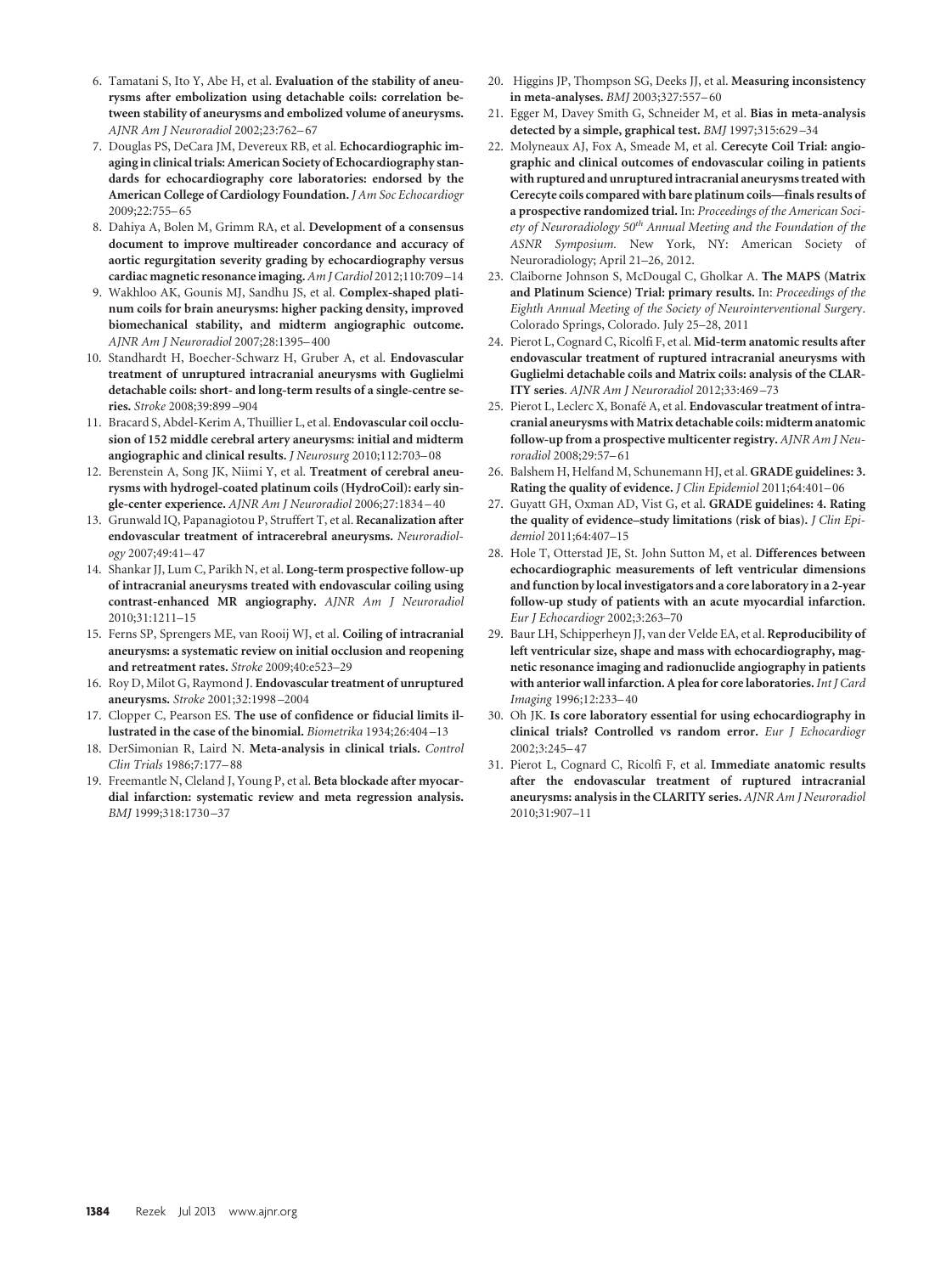6. Tamatani S, Ito Y, Abe H, et al. **Evaluation of the stability of aneurysms after embolization using detachable coils: correlation between stability of aneurysms and embolized volume of aneurysms.** *AJNR Am J Neuroradiol* 2002;23:762–67
7. Douglas PS, DeCara JM, Devereux RB, et al. **Echocardiographic imaging in clinical trials: American Society of Echocardiography standards for echocardiography core laboratories: endorsed by the American College of Cardiology Foundation.** *J Am Soc Echocardiogr* 2009;22:755–65
8. Dahiya A, Bolen M, Grimm RA, et al. **Development of a consensus document to improve multireader concordance and accuracy of aortic regurgitation severity grading by echocardiography versus cardiac magnetic resonance imaging.** *Am J Cardiol* 2012;110:709–14
9. Wakhloo AK, Gounis MJ, Sandhu JS, et al. **Complex-shaped platinum coils for brain aneurysms: higher packing density, improved biomechanical stability, and midterm angiographic outcome.** *AJNR Am J Neuroradiol* 2007;28:1395–400
10. Standhardt H, Boecher-Schwarz H, Gruber A, et al. **Endovascular treatment of unruptured intracranial aneurysms with Guglielmi detachable coils: short- and long-term results of a single-centre series.** *Stroke* 2008;39:899–904
11. Bracard S, Abdel-Kerim A, Thuillier L, et al. **Endovascular coil occlusion of 152 middle cerebral artery aneurysms: initial and midterm angiographic and clinical results.** *J Neurosurg* 2010;112:703–08
12. Berenstein A, Song JK, Niimi Y, et al. **Treatment of cerebral aneurysms with hydrogel-coated platinum coils (HydroCoil): early single-center experience.** *AJNR Am J Neuroradiol* 2006;27:1834–40
13. Grunwald IQ, Papanagiotou P, Struffert T, et al. **Recanalization after endovascular treatment of intracerebral aneurysms.** *Neuroradiology* 2007;49:41–47
14. Shankar JJ, Lum C, Parikh N, et al. **Long-term prospective follow-up of intracranial aneurysms treated with endovascular coiling using contrast-enhanced MR angiography.** *AJNR Am J Neuroradiol* 2010;31:1211–15
15. Ferns SP, Sprengers ME, van Rooij WJ, et al. **Coiling of intracranial aneurysms: a systematic review on initial occlusion and reopening and retreatment rates.** *Stroke* 2009;40:e523–29
16. Roy D, Milot G, Raymond J. **Endovascular treatment of unruptured aneurysms.** *Stroke* 2001;32:1998–2004
17. Clopper C, Pearson ES. **The use of confidence or fiducial limits illustrated in the case of the binomial.** *Biometrika* 1934;26:404–13
18. DerSimonian R, Laird N. **Meta-analysis in clinical trials.** *Control Clin Trials* 1986;7:177–88
19. Freemantle N, Cleland J, Young P, et al. **Beta blockade after myocardial infarction: systematic review and meta regression analysis.** *BMJ* 1999;318:1730–37
20. Higgins JP, Thompson SG, Deeks JJ, et al. **Measuring inconsistency in meta-analyses.** *BMJ* 2003;327:557–60
21. Egger M, Davey Smith G, Schneider M, et al. **Bias in meta-analysis detected by a simple, graphical test.** *BMJ* 1997;315:629–34
22. Molyneaux AJ, Fox A, Smeade M, et al. **Cerecyte Coil Trial: angiographic and clinical outcomes of endovascular coiling in patients with ruptured and unruptured intracranial aneurysms treated with Cerecyte coils compared with bare platinum coils—finals results of a prospective randomized trial.** In: *Proceedings of the American Society of Neuroradiology 50th Annual Meeting and the Foundation of the ASNR Symposium.* New York, NY: American Society of Neuroradiology; April 21–26, 2012.
23. Claiborne Johnson S, McDougal C, Gholkar A. **The MAPS (Matrix and Platinum Science) Trial: primary results.** In: *Proceedings of the Eighth Annual Meeting of the Society of Neurointerventional Surgery*. Colorado Springs, Colorado. July 25–28, 2011
24. Pierot L, Cognard C, Ricolfi F, et al. **Mid-term anatomic results after endovascular treatment of ruptured intracranial aneurysms with Guglielmi detachable coils and Matrix coils: analysis of the CLARITY series**. *AJNR Am J Neuroradiol* 2012;33:469–73
25. Pierot L, Leclerc X, Bonafé A, et al. **Endovascular treatment of intracranial aneurysms with Matrix detachable coils: midterm anatomic follow-up from a prospective multicenter registry.** *AJNR Am J Neuroradiol* 2008;29:57–61
26. Balshem H, Helfand M, Schunemann HJ, et al. **GRADE guidelines: 3. Rating the quality of evidence.** *J Clin Epidemiol* 2011;64:401–06
27. Guyatt GH, Oxman AD, Vist G, et al. **GRADE guidelines: 4. Rating the quality of evidence–study limitations (risk of bias).** *J Clin Epidemiol* 2011;64:407–15
28. Hole T, Otterstad JE, St. John Sutton M, et al. **Differences between echocardiographic measurements of left ventricular dimensions and function by local investigators and a core laboratory in a 2-year follow-up study of patients with an acute myocardial infarction.** *Eur J Echocardiogr* 2002;3:263–70
29. Baur LH, Schipperheyn JJ, van der Velde EA, et al. **Reproducibility of left ventricular size, shape and mass with echocardiography, magnetic resonance imaging and radionuclide angiography in patients with anterior wall infarction. A plea for core laboratories.** *Int J Card Imaging* 1996;12:233–40
30. Oh JK. **Is core laboratory essential for using echocardiography in clinical trials? Controlled vs random error.** *Eur J Echocardiogr* 2002;3:245–47
31. Pierot L, Cognard C, Ricolfi F, et al. **Immediate anatomic results after the endovascular treatment of ruptured intracranial aneurysms: analysis in the CLARITY series.** *AJNR Am J Neuroradiol* 2010;31:907–11